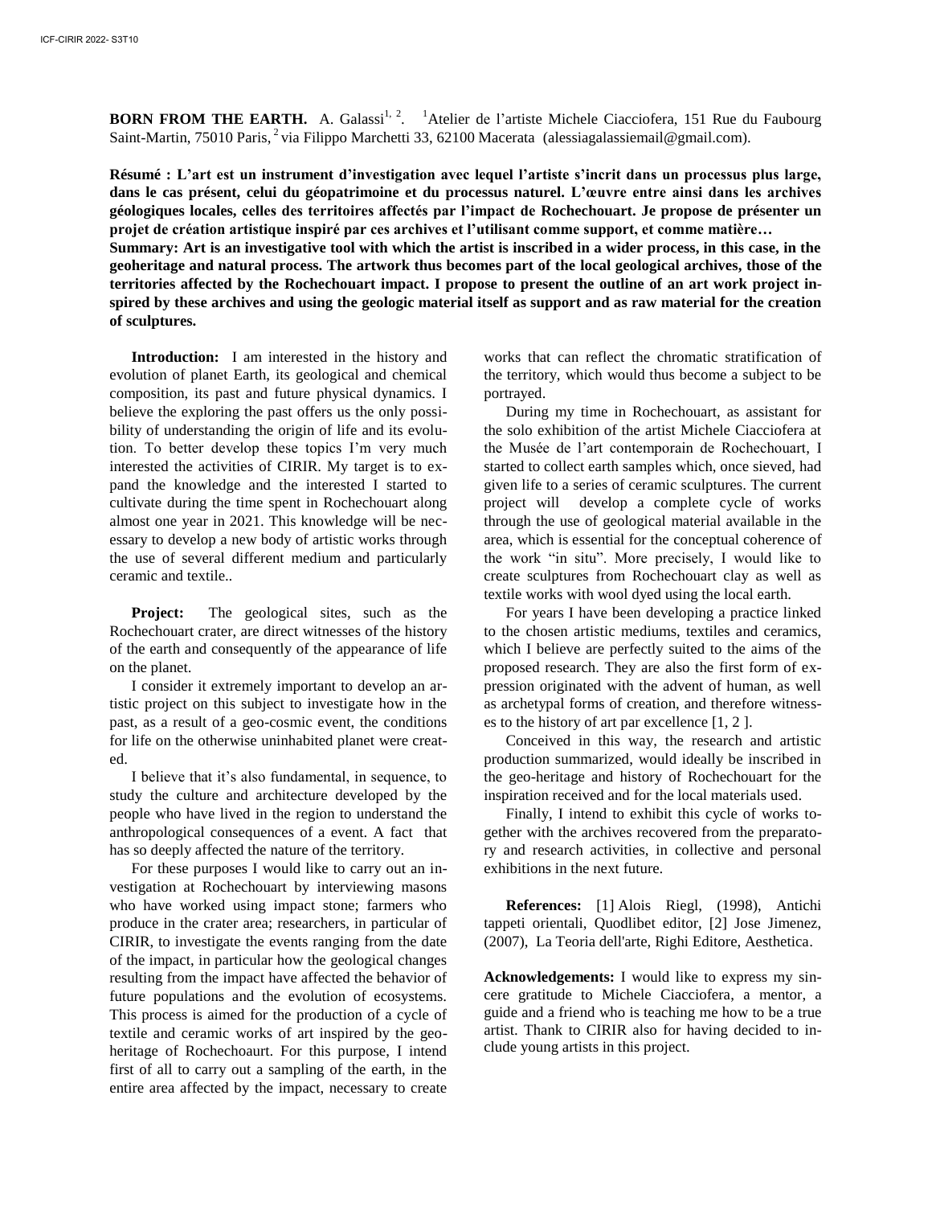**BORN FROM THE EARTH.** A. Galassi[1, 2]. [1]Atelier de l'artiste Michele Ciacciofera, 151 Rue du Faubourg Saint-Martin, 75010 Paris, [2] via Filippo Marchetti 33, 62100 Macerata (alessiagalassiemail@gmail.com).

**Résumé : L'art est un instrument d'investigation avec lequel l'artiste s'incrit dans un processus plus large, dans le cas présent, celui du géopatrimoine et du processus naturel. L'œuvre entre ainsi dans les archives géologiques locales, celles des territoires affectés par l'impact de Rochechouart. Je propose de présenter un projet de création artistique inspiré par ces archives et l'utilisant comme support, et comme matière…**

**Summary: Art is an investigative tool with which the artist is inscribed in a wider process, in this case, in the geoheritage and natural process. The artwork thus becomes part of the local geological archives, those of the territories affected by the Rochechouart impact. I propose to present the outline of an art work project inspired by these archives and using the geologic material itself as support and as raw material for the creation of sculptures.**

**Introduction:** I am interested in the history and evolution of planet Earth, its geological and chemical composition, its past and future physical dynamics. I believe the exploring the past offers us the only possibility of understanding the origin of life and its evolution. To better develop these topics I'm very much interested the activities of CIRIR. My target is to expand the knowledge and the interested I started to cultivate during the time spent in Rochechouart along almost one year in 2021. This knowledge will be necessary to develop a new body of artistic works through the use of several different medium and particularly ceramic and textile..

**Project:** The geological sites, such as the Rochechouart crater, are direct witnesses of the history of the earth and consequently of the appearance of life on the planet.

I consider it extremely important to develop an artistic project on this subject to investigate how in the past, as a result of a geo-cosmic event, the conditions for life on the otherwise uninhabited planet were created.

I believe that it's also fundamental, in sequence, to study the culture and architecture developed by the people who have lived in the region to understand the anthropological consequences of a event. A fact that has so deeply affected the nature of the territory.

For these purposes I would like to carry out an investigation at Rochechouart by interviewing masons who have worked using impact stone; farmers who produce in the crater area; researchers, in particular of CIRIR, to investigate the events ranging from the date of the impact, in particular how the geological changes resulting from the impact have affected the behavior of future populations and the evolution of ecosystems. This process is aimed for the production of a cycle of textile and ceramic works of art inspired by the geoheritage of Rochechoaurt. For this purpose, I intend first of all to carry out a sampling of the earth, in the entire area affected by the impact, necessary to create works that can reflect the chromatic stratification of the territory, which would thus become a subject to be portrayed.

During my time in Rochechouart, as assistant for the solo exhibition of the artist Michele Ciacciofera at the Musée de l'art contemporain de Rochechouart, I started to collect earth samples which, once sieved, had given life to a series of ceramic sculptures. The current project will develop a complete cycle of works through the use of geological material available in the area, which is essential for the conceptual coherence of the work "in situ". More precisely, I would like to create sculptures from Rochechouart clay as well as textile works with wool dyed using the local earth.

For years I have been developing a practice linked to the chosen artistic mediums, textiles and ceramics, which I believe are perfectly suited to the aims of the proposed research. They are also the first form of expression originated with the advent of human, as well as archetypal forms of creation, and therefore witnesses to the history of art par excellence [1, 2 ].

Conceived in this way, the research and artistic production summarized, would ideally be inscribed in the geo-heritage and history of Rochechouart for the inspiration received and for the local materials used.

Finally, I intend to exhibit this cycle of works together with the archives recovered from the preparatory and research activities, in collective and personal exhibitions in the next future.

**References:** [1] Alois Riegl, (1998), Antichi tappeti orientali, Quodlibet editor, [2] Jose Jimenez, (2007), La Teoria dell'arte, Righi Editore, Aesthetica.

**Acknowledgements:** I would like to express my sincere gratitude to Michele Ciacciofera, a mentor, a guide and a friend who is teaching me how to be a true artist. Thank to CIRIR also for having decided to include young artists in this project.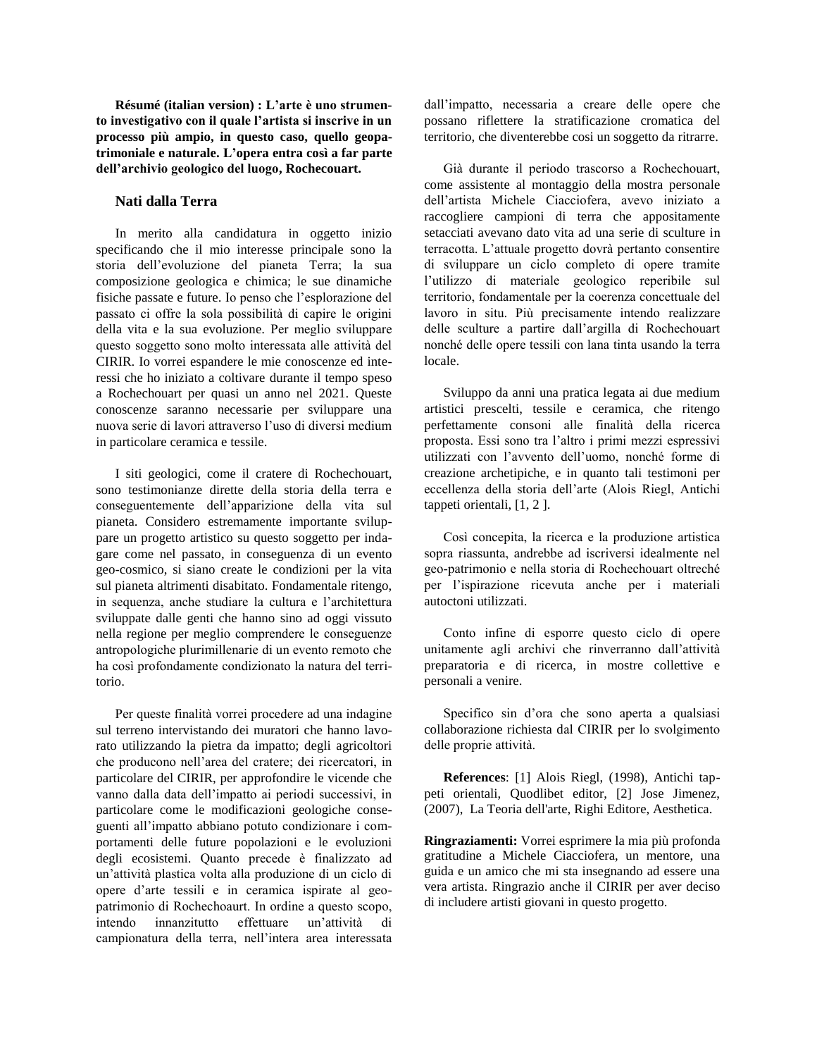**Résumé (italian version) : L'arte è uno strumento investigativo con il quale l'artista si inscrive in un processo più ampio, in questo caso, quello geopatrimoniale e naturale. L'opera entra così a far parte dell'archivio geologico del luogo, Rochecouart.**

## Nati dalla Terra

In merito alla candidatura in oggetto inizio specificando che il mio interesse principale sono la storia dell'evoluzione del pianeta Terra; la sua composizione geologica e chimica; le sue dinamiche fisiche passate e future. Io penso che l'esplorazione del passato ci offre la sola possibilità di capire le origini della vita e la sua evoluzione. Per meglio sviluppare questo soggetto sono molto interessata alle attività del CIRIR. Io vorrei espandere le mie conoscenze ed interessi che ho iniziato a coltivare durante il tempo speso a Rochechouart per quasi un anno nel 2021. Queste conoscenze saranno necessarie per sviluppare una nuova serie di lavori attraverso l'uso di diversi medium in particolare ceramica e tessile.

I siti geologici, come il cratere di Rochechouart, sono testimonianze dirette della storia della terra e conseguentemente dell'apparizione della vita sul pianeta. Considero estremamente importante sviluppare un progetto artistico su questo soggetto per indagare come nel passato, in conseguenza di un evento geo-cosmico, si siano create le condizioni per la vita sul pianeta altrimenti disabitato. Fondamentale ritengo, in sequenza, anche studiare la cultura e l'architettura sviluppate dalle genti che hanno sino ad oggi vissuto nella regione per meglio comprendere le conseguenze antropologiche plurimillenarie di un evento remoto che ha così profondamente condizionato la natura del territorio.

Per queste finalità vorrei procedere ad una indagine sul terreno intervistando dei muratori che hanno lavorato utilizzando la pietra da impatto; degli agricoltori che producono nell'area del cratere; dei ricercatori, in particolare del CIRIR, per approfondire le vicende che vanno dalla data dell'impatto ai periodi successivi, in particolare come le modificazioni geologiche conseguenti all'impatto abbiano potuto condizionare i comportamenti delle future popolazioni e le evoluzioni degli ecosistemi. Quanto precede è finalizzato ad un'attività plastica volta alla produzione di un ciclo di opere d'arte tessili e in ceramica ispirate al geo-patrimonio di Rochechoaurt. In ordine a questo scopo, intendo innanzitutto effettuare un'attività di campionatura della terra, nell'intera area interessata dall'impatto, necessaria a creare delle opere che possano riflettere la stratificazione cromatica del territorio, che diventerebbe cosi un soggetto da ritrarre.

Già durante il periodo trascorso a Rochechouart, come assistente al montaggio della mostra personale dell'artista Michele Ciacciofera, avevo iniziato a raccogliere campioni di terra che appositamente setacciati avevano dato vita ad una serie di sculture in terracotta. L'attuale progetto dovrà pertanto consentire di sviluppare un ciclo completo di opere tramite l'utilizzo di materiale geologico reperibile sul territorio, fondamentale per la coerenza concettuale del lavoro in situ. Più precisamente intendo realizzare delle sculture a partire dall'argilla di Rochechouart nonché delle opere tessili con lana tinta usando la terra locale.

Sviluppo da anni una pratica legata ai due medium artistici prescelti, tessile e ceramica, che ritengo perfettamente consoni alle finalità della ricerca proposta. Essi sono tra l'altro i primi mezzi espressivi utilizzati con l'avvento dell'uomo, nonché forme di creazione archetipiche, e in quanto tali testimoni per eccellenza della storia dell'arte (Alois Riegl, Antichi tappeti orientali, [1, 2 ].

Così concepita, la ricerca e la produzione artistica sopra riassunta, andrebbe ad iscriversi idealmente nel geo-patrimonio e nella storia di Rochechouart oltreché per l'ispirazione ricevuta anche per i materiali autoctoni utilizzati.

Conto infine di esporre questo ciclo di opere unitamente agli archivi che rinverranno dall'attività preparatoria e di ricerca, in mostre collettive e personali a venire.

Specifico sin d'ora che sono aperta a qualsiasi collaborazione richiesta dal CIRIR per lo svolgimento delle proprie attività.

**References**: [1] Alois Riegl, (1998), Antichi tappeti orientali, Quodlibet editor, [2] Jose Jimenez, (2007), La Teoria dell'arte, Righi Editore, Aesthetica.

**Ringraziamenti:** Vorrei esprimere la mia più profonda gratitudine a Michele Ciacciofera, un mentore, una guida e un amico che mi sta insegnando ad essere una vera artista. Ringrazio anche il CIRIR per aver deciso di includere artisti giovani in questo progetto.